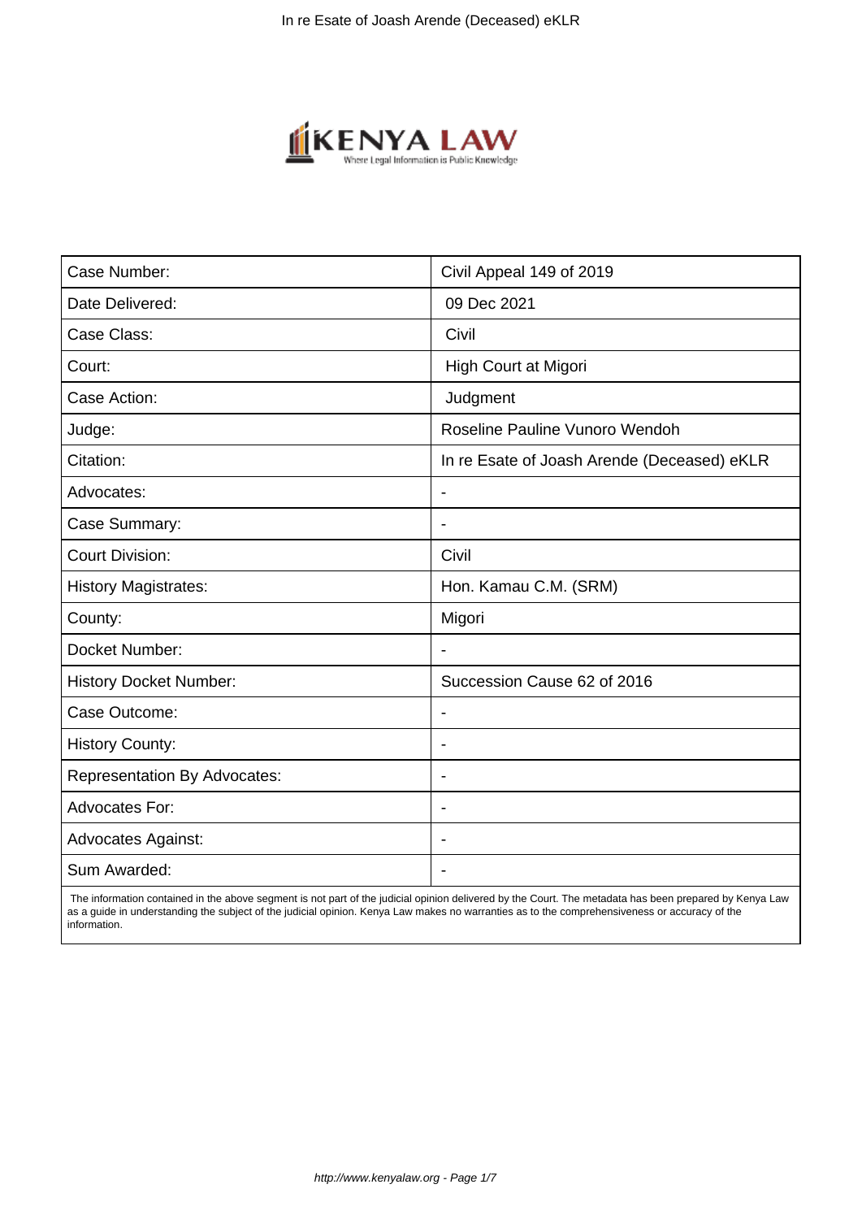| Case Number: | Civil Appeal 149 of 2019 |
|---|---|
| Date Delivered: | 09 Dec 2021 |
| Case Class: | Civil |
| Court: | High Court at Migori |
| Case Action: | Judgment |
| Judge: | Roseline Pauline Vunoro Wendoh |
| Citation: | In re Esate of Joash Arende (Deceased) eKLR |
| Advocates: | - |
| Case Summary: | - |
| Court Division: | Civil |
| History Magistrates: | Hon. Kamau C.M. (SRM) |
| County: | Migori |
| Docket Number: | - |
| History Docket Number: | Succession Cause 62 of 2016 |
| Case Outcome: | - |
| History County: | - |
| Representation By Advocates: | - |
| Advocates For: | - |
| Advocates Against: | - |
| Sum Awarded: | - |

The information contained in the above segment is not part of the judicial opinion delivered by the Court. The metadata has been prepared by Kenya Law as a guide in understanding the subject of the judicial opinion. Kenya Law makes no warranties as to the comprehensiveness or accuracy of the information.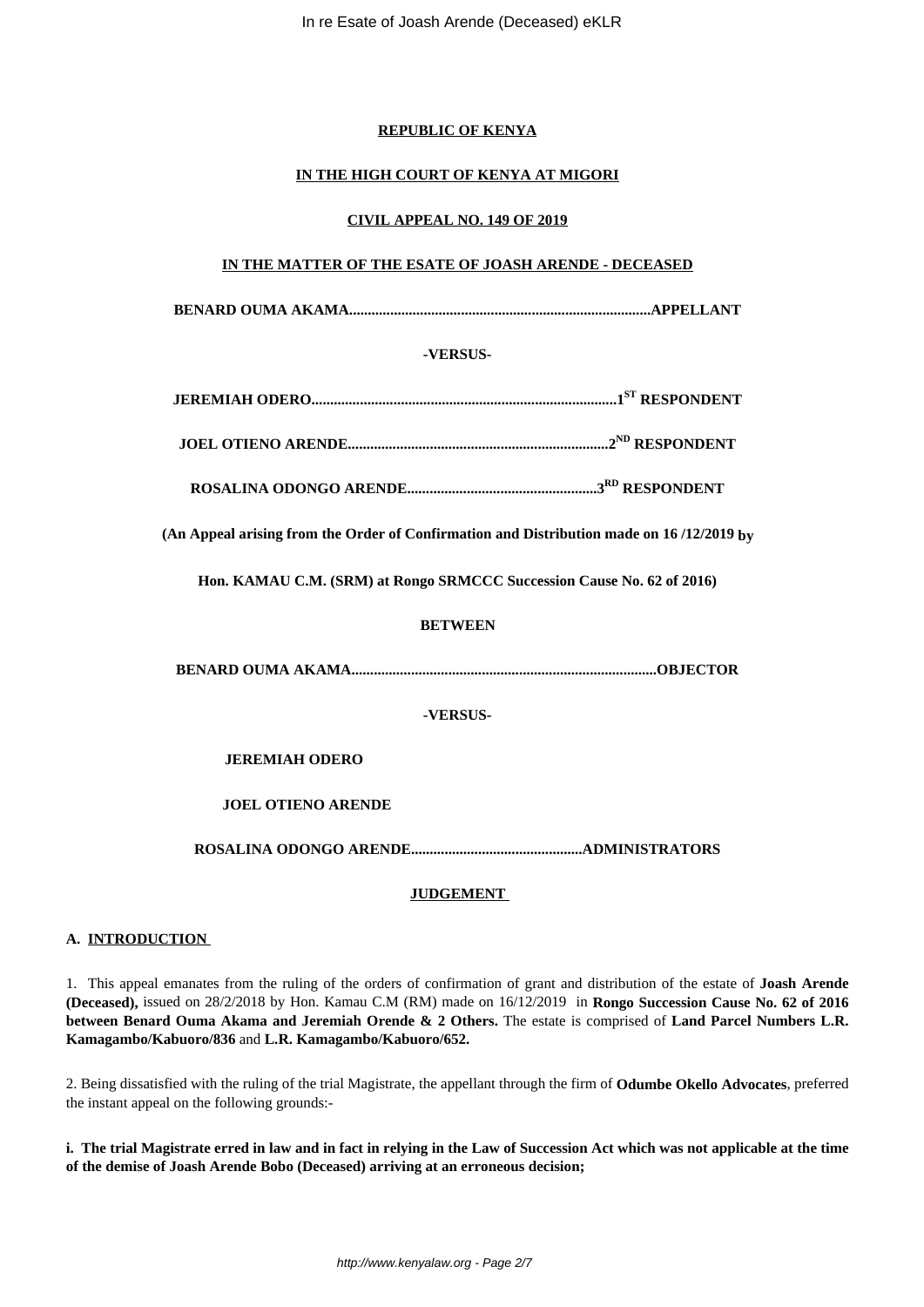**REPUBLIC OF KENYA**

**IN THE HIGH COURT OF KENYA AT MIGORI**

**CIVIL APPEAL NO. 149 OF 2019**

**IN THE MATTER OF THE ESATE OF JOASH ARENDE - DECEASED**

**BENARD OUMA AKAMA................................................................................APPELLANT**

**-VERSUS-**

**JEREMIAH ODERO.................................................................................1ST RESPONDENT**

**JOEL OTIENO ARENDE.....................................................................2ND RESPONDENT**

**ROSALINA ODONGO ARENDE..................................................3RD RESPONDENT**

**(An Appeal arising from the Order of Confirmation and Distribution made on 16 /12/2019 by**

**Hon. KAMAU C.M. (SRM) at Rongo SRMCCC Succession Cause No. 62 of 2016)**

**BETWEEN**

**BENARD OUMA AKAMA.................................................................................OBJECTOR**

**-VERSUS-**

**JEREMIAH ODERO**

**JOEL OTIENO ARENDE**

**ROSALINA ODONGO ARENDE.............................................ADMINISTRATORS**

**JUDGEMENT**

**A. INTRODUCTION**

1. This appeal emanates from the ruling of the orders of confirmation of grant and distribution of the estate of **Joash Arende (Deceased),** issued on 28/2/2018 by Hon. Kamau C.M (RM) made on 16/12/2019 in **Rongo Succession Cause No. 62 of 2016 between Benard Ouma Akama and Jeremiah Orende & 2 Others.** The estate is comprised of **Land Parcel Numbers L.R. Kamagambo/Kabuoro/836** and **L.R. Kamagambo/Kabuoro/652.**

2. Being dissatisfied with the ruling of the trial Magistrate, the appellant through the firm of **Odumbe Okello Advocates**, preferred the instant appeal on the following grounds:-

**i. The trial Magistrate erred in law and in fact in relying in the Law of Succession Act which was not applicable at the time of the demise of Joash Arende Bobo (Deceased) arriving at an erroneous decision;**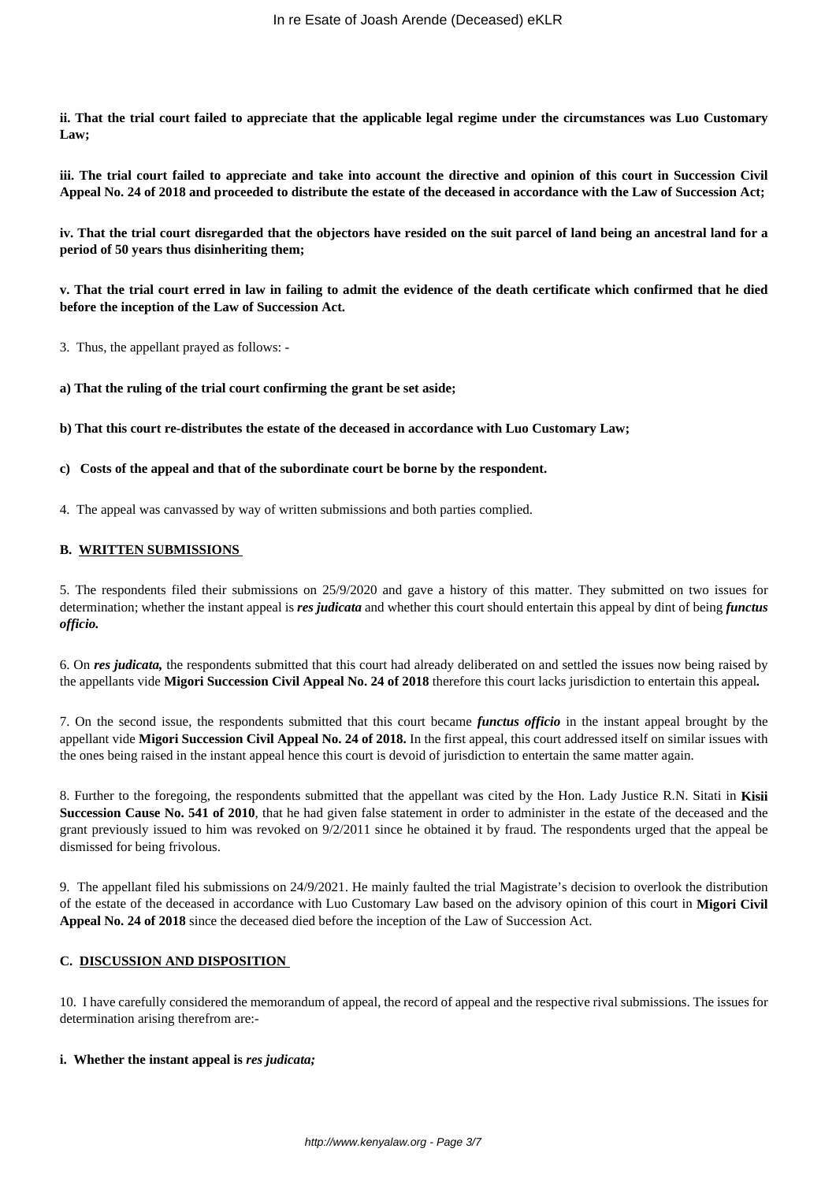**ii. That the trial court failed to appreciate that the applicable legal regime under the circumstances was Luo Customary Law;**

**iii. The trial court failed to appreciate and take into account the directive and opinion of this court in Succession Civil Appeal No. 24 of 2018 and proceeded to distribute the estate of the deceased in accordance with the Law of Succession Act;**

**iv. That the trial court disregarded that the objectors have resided on the suit parcel of land being an ancestral land for a period of 50 years thus disinheriting them;**

**v. That the trial court erred in law in failing to admit the evidence of the death certificate which confirmed that he died before the inception of the Law of Succession Act.**

3. Thus, the appellant prayed as follows: -

**a) That the ruling of the trial court confirming the grant be set aside;**

**b) That this court re-distributes the estate of the deceased in accordance with Luo Customary Law;**

**c) Costs of the appeal and that of the subordinate court be borne by the respondent.**

4. The appeal was canvassed by way of written submissions and both parties complied.

**B. WRITTEN SUBMISSIONS**

5. The respondents filed their submissions on 25/9/2020 and gave a history of this matter. They submitted on two issues for determination; whether the instant appeal is ***res judicata*** and whether this court should entertain this appeal by dint of being ***functus officio.***

6. On ***res judicata,*** the respondents submitted that this court had already deliberated on and settled the issues now being raised by the appellants vide **Migori Succession Civil Appeal No. 24 of 2018** therefore this court lacks jurisdiction to entertain this appeal**.**

7. On the second issue, the respondents submitted that this court became ***functus officio*** in the instant appeal brought by the appellant vide **Migori Succession Civil Appeal No. 24 of 2018.** In the first appeal, this court addressed itself on similar issues with the ones being raised in the instant appeal hence this court is devoid of jurisdiction to entertain the same matter again.

8. Further to the foregoing, the respondents submitted that the appellant was cited by the Hon. Lady Justice R.N. Sitati in **Kisii Succession Cause No. 541 of 2010**, that he had given false statement in order to administer in the estate of the deceased and the grant previously issued to him was revoked on 9/2/2011 since he obtained it by fraud. The respondents urged that the appeal be dismissed for being frivolous.

9. The appellant filed his submissions on 24/9/2021. He mainly faulted the trial Magistrate's decision to overlook the distribution of the estate of the deceased in accordance with Luo Customary Law based on the advisory opinion of this court in **Migori Civil Appeal No. 24 of 2018** since the deceased died before the inception of the Law of Succession Act.

**C. DISCUSSION AND DISPOSITION**

10. I have carefully considered the memorandum of appeal, the record of appeal and the respective rival submissions. The issues for determination arising therefrom are:-

**i. Whether the instant appeal is *res judicata;***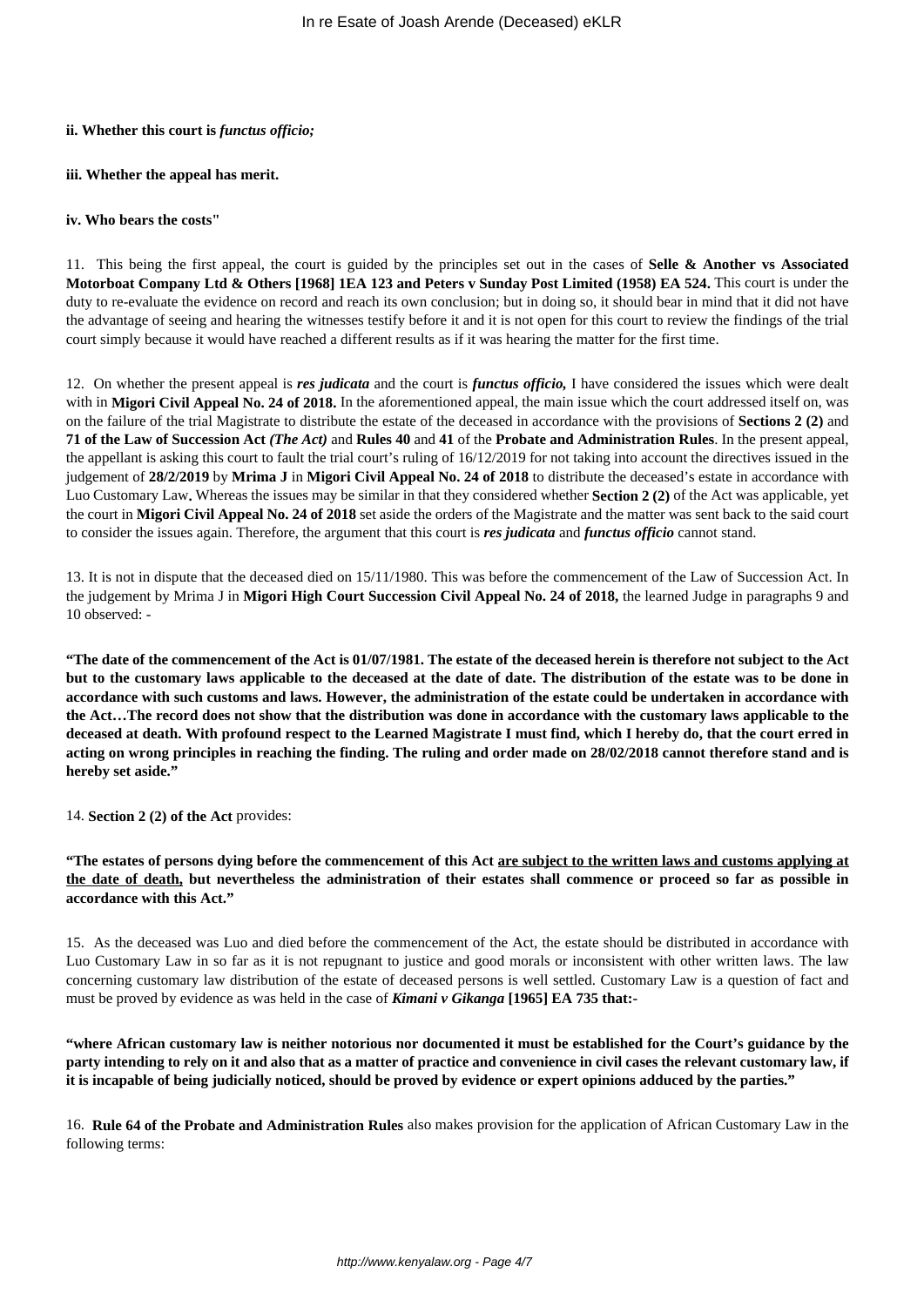**ii. Whether this court is *functus officio;***

**iii. Whether the appeal has merit.**

**iv. Who bears the costs"**

11. This being the first appeal, the court is guided by the principles set out in the cases of **Selle & Another vs Associated Motorboat Company Ltd & Others [1968] 1EA 123 and Peters v Sunday Post Limited (1958) EA 524.** This court is under the duty to re-evaluate the evidence on record and reach its own conclusion; but in doing so, it should bear in mind that it did not have the advantage of seeing and hearing the witnesses testify before it and it is not open for this court to review the findings of the trial court simply because it would have reached a different results as if it was hearing the matter for the first time.

12. On whether the present appeal is ***res judicata*** and the court is ***functus officio,*** I have considered the issues which were dealt with in **Migori Civil Appeal No. 24 of 2018.** In the aforementioned appeal, the main issue which the court addressed itself on, was on the failure of the trial Magistrate to distribute the estate of the deceased in accordance with the provisions of **Sections 2 (2)** and **71 of the Law of Succession Act *(The Act)*** and **Rules 40** and **41** of the **Probate and Administration Rules**. In the present appeal, the appellant is asking this court to fault the trial court's ruling of 16/12/2019 for not taking into account the directives issued in the judgement of **28/2/2019** by **Mrima J** in **Migori Civil Appeal No. 24 of 2018** to distribute the deceased's estate in accordance with Luo Customary Law**.** Whereas the issues may be similar in that they considered whether **Section 2 (2)** of the Act was applicable, yet the court in **Migori Civil Appeal No. 24 of 2018** set aside the orders of the Magistrate and the matter was sent back to the said court to consider the issues again. Therefore, the argument that this court is ***res judicata*** and ***functus officio*** cannot stand.

13. It is not in dispute that the deceased died on 15/11/1980. This was before the commencement of the Law of Succession Act. In the judgement by Mrima J in **Migori High Court Succession Civil Appeal No. 24 of 2018,** the learned Judge in paragraphs 9 and 10 observed: -

**"The date of the commencement of the Act is 01/07/1981. The estate of the deceased herein is therefore not subject to the Act but to the customary laws applicable to the deceased at the date of date. The distribution of the estate was to be done in accordance with such customs and laws. However, the administration of the estate could be undertaken in accordance with the Act…The record does not show that the distribution was done in accordance with the customary laws applicable to the deceased at death. With profound respect to the Learned Magistrate I must find, which I hereby do, that the court erred in acting on wrong principles in reaching the finding. The ruling and order made on 28/02/2018 cannot therefore stand and is hereby set aside."**

14. **Section 2 (2) of the Act** provides:

**"The estates of persons dying before the commencement of this Act <u>are subject to the written laws and customs applying at the date of death,</u> but nevertheless the administration of their estates shall commence or proceed so far as possible in accordance with this Act."**

15. As the deceased was Luo and died before the commencement of the Act, the estate should be distributed in accordance with Luo Customary Law in so far as it is not repugnant to justice and good morals or inconsistent with other written laws. The law concerning customary law distribution of the estate of deceased persons is well settled. Customary Law is a question of fact and must be proved by evidence as was held in the case of ***Kimani v Gikanga* [1965] EA 735 that:-**

**"where African customary law is neither notorious nor documented it must be established for the Court's guidance by the party intending to rely on it and also that as a matter of practice and convenience in civil cases the relevant customary law, if it is incapable of being judicially noticed, should be proved by evidence or expert opinions adduced by the parties."**

16. **Rule 64 of the Probate and Administration Rules** also makes provision for the application of African Customary Law in the following terms: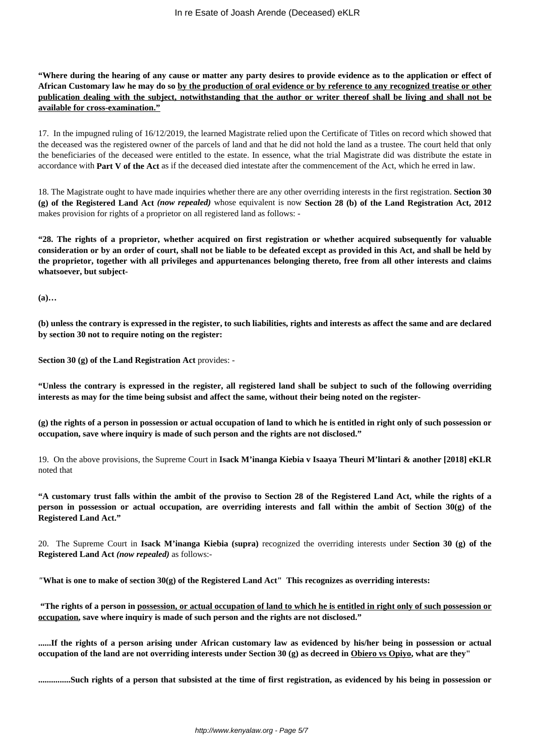**"Where during the hearing of any cause or matter any party desires to provide evidence as to the application or effect of African Customary law he may do so <u>by the production of oral evidence or by reference to any recognized treatise or other publication dealing with the subject, notwithstanding that the author or writer thereof shall be living and shall not be available for cross-examination."</u>**

17. In the impugned ruling of 16/12/2019, the learned Magistrate relied upon the Certificate of Titles on record which showed that the deceased was the registered owner of the parcels of land and that he did not hold the land as a trustee. The court held that only the beneficiaries of the deceased were entitled to the estate. In essence, what the trial Magistrate did was distribute the estate in accordance with **Part V of the Act** as if the deceased died intestate after the commencement of the Act, which he erred in law.

18. The Magistrate ought to have made inquiries whether there are any other overriding interests in the first registration. **Section 30 (g) of the Registered Land Act** ***(now repealed)*** whose equivalent is now **Section 28 (b) of the Land Registration Act, 2012** makes provision for rights of a proprietor on all registered land as follows: -

**"28. The rights of a proprietor, whether acquired on first registration or whether acquired subsequently for valuable consideration or by an order of court, shall not be liable to be defeated except as provided in this Act, and shall be held by the proprietor, together with all privileges and appurtenances belonging thereto, free from all other interests and claims whatsoever, but subject-**

**(a)…**

**(b) unless the contrary is expressed in the register, to such liabilities, rights and interests as affect the same and are declared by section 30 not to require noting on the register:**

**Section 30 (g) of the Land Registration Act** provides: -

**"Unless the contrary is expressed in the register, all registered land shall be subject to such of the following overriding interests as may for the time being subsist and affect the same, without their being noted on the register-**

**(g) the rights of a person in possession or actual occupation of land to which he is entitled in right only of such possession or occupation, save where inquiry is made of such person and the rights are not disclosed."**

19. On the above provisions, the Supreme Court in **Isack M'inanga Kiebia v Isaaya Theuri M'lintari & another [2018] eKLR** noted that

**"A customary trust falls within the ambit of the proviso to Section 28 of the Registered Land Act, while the rights of a person in possession or actual occupation, are overriding interests and fall within the ambit of Section 30(g) of the Registered Land Act."**

20. The Supreme Court in **Isack M'inanga Kiebia (supra)** recognized the overriding interests under **Section 30 (g) of the Registered Land Act** ***(now repealed)*** as follows:-

*"***What is one to make of section 30(g) of the Registered Land Act" This recognizes as overriding interests:**

**"The rights of a person in <u>possession, or actual occupation of land to which he is entitled in right only of such possession or occupation</u>, save where inquiry is made of such person and the rights are not disclosed."**

**......If the rights of a person arising under African customary law as evidenced by his/her being in possession or actual occupation of the land are not overriding interests under Section 30 (g) as decreed in <u>Obiero vs Opiyo</u>, what are they"**

**...............Such rights of a person that subsisted at the time of first registration, as evidenced by his being in possession or**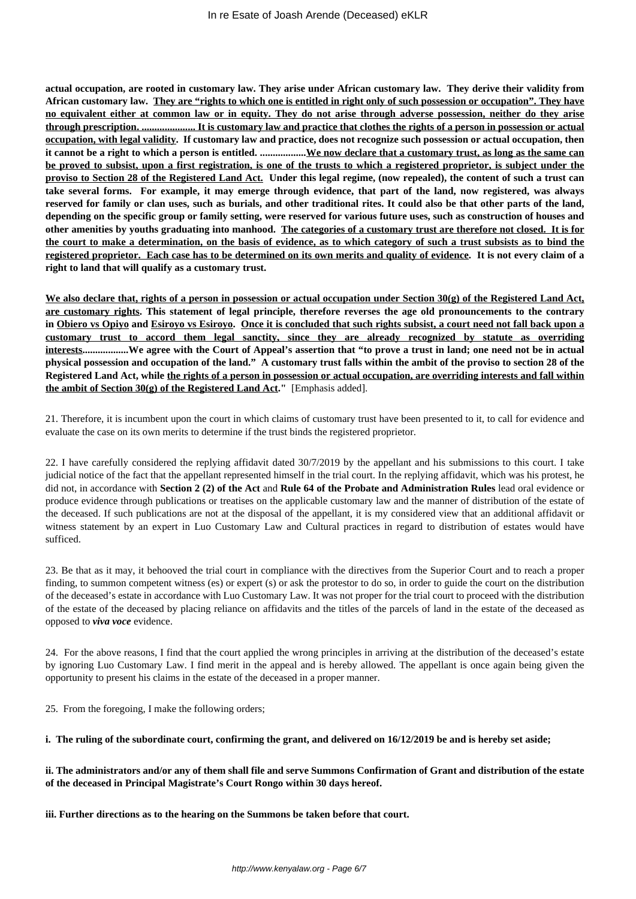**actual occupation, are rooted in customary law. They arise under African customary law. They derive their validity from African customary law. They are "rights to which one is entitled in right only of such possession or occupation". They have no equivalent either at common law or in equity. They do not arise through adverse possession, neither do they arise through prescription. .................... It is customary law and practice that clothes the rights of a person in possession or actual occupation, with legal validity. If customary law and practice, does not recognize such possession or actual occupation, then it cannot be a right to which a person is entitled. .................We now declare that a customary trust, as long as the same can be proved to subsist, upon a first registration, is one of the trusts to which a registered proprietor, is subject under the proviso to Section 28 of the Registered Land Act. Under this legal regime, (now repealed), the content of such a trust can take several forms. For example, it may emerge through evidence, that part of the land, now registered, was always reserved for family or clan uses, such as burials, and other traditional rites. It could also be that other parts of the land, depending on the specific group or family setting, were reserved for various future uses, such as construction of houses and other amenities by youths graduating into manhood. The categories of a customary trust are therefore not closed. It is for the court to make a determination, on the basis of evidence, as to which category of such a trust subsists as to bind the registered proprietor. Each case has to be determined on its own merits and quality of evidence. It is not every claim of a right to land that will qualify as a customary trust.**

**We also declare that, rights of a person in possession or actual occupation under Section 30(g) of the Registered Land Act, are customary rights. This statement of legal principle, therefore reverses the age old pronouncements to the contrary in Obiero vs Opiyo and Esiroyo vs Esiroyo. Once it is concluded that such rights subsist, a court need not fall back upon a customary trust to accord them legal sanctity, since they are already recognized by statute as overriding interests.................We agree with the Court of Appeal's assertion that "to prove a trust in land; one need not be in actual physical possession and occupation of the land." A customary trust falls within the ambit of the proviso to section 28 of the Registered Land Act, while the rights of a person in possession or actual occupation, are overriding interests and fall within the ambit of Section 30(g) of the Registered Land Act."** [Emphasis added].

21. Therefore, it is incumbent upon the court in which claims of customary trust have been presented to it, to call for evidence and evaluate the case on its own merits to determine if the trust binds the registered proprietor.

22. I have carefully considered the replying affidavit dated 30/7/2019 by the appellant and his submissions to this court. I take judicial notice of the fact that the appellant represented himself in the trial court. In the replying affidavit, which was his protest, he did not, in accordance with **Section 2 (2) of the Act** and **Rule 64 of the Probate and Administration Rules** lead oral evidence or produce evidence through publications or treatises on the applicable customary law and the manner of distribution of the estate of the deceased. If such publications are not at the disposal of the appellant, it is my considered view that an additional affidavit or witness statement by an expert in Luo Customary Law and Cultural practices in regard to distribution of estates would have sufficed.

23. Be that as it may, it behooved the trial court in compliance with the directives from the Superior Court and to reach a proper finding, to summon competent witness (es) or expert (s) or ask the protestor to do so, in order to guide the court on the distribution of the deceased's estate in accordance with Luo Customary Law. It was not proper for the trial court to proceed with the distribution of the estate of the deceased by placing reliance on affidavits and the titles of the parcels of land in the estate of the deceased as opposed to ***viva voce*** evidence.

24. For the above reasons, I find that the court applied the wrong principles in arriving at the distribution of the deceased's estate by ignoring Luo Customary Law. I find merit in the appeal and is hereby allowed. The appellant is once again being given the opportunity to present his claims in the estate of the deceased in a proper manner.

25. From the foregoing, I make the following orders;

**i. The ruling of the subordinate court, confirming the grant, and delivered on 16/12/2019 be and is hereby set aside;**

**ii. The administrators and/or any of them shall file and serve Summons Confirmation of Grant and distribution of the estate of the deceased in Principal Magistrate's Court Rongo within 30 days hereof.**

**iii. Further directions as to the hearing on the Summons be taken before that court.**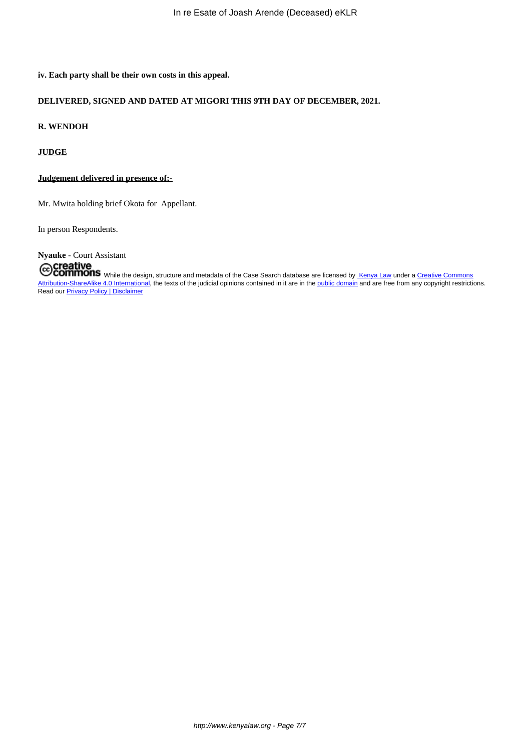**iv. Each party shall be their own costs in this appeal.**

**DELIVERED, SIGNED AND DATED AT MIGORI THIS 9TH DAY OF DECEMBER, 2021.**

**R. WENDOH**

**JUDGE**

**Judgement delivered in presence of;-**

Mr. Mwita holding brief Okota for Appellant.

In person Respondents.

**Nyauke** - Court Assistant

While the design, structure and metadata of the Case Search database are licensed by Kenya Law under a Creative Commons Attribution-ShareAlike 4.0 International, the texts of the judicial opinions contained in it are in the public domain and are free from any copyright restrictions. Read our Privacy Policy | Disclaimer